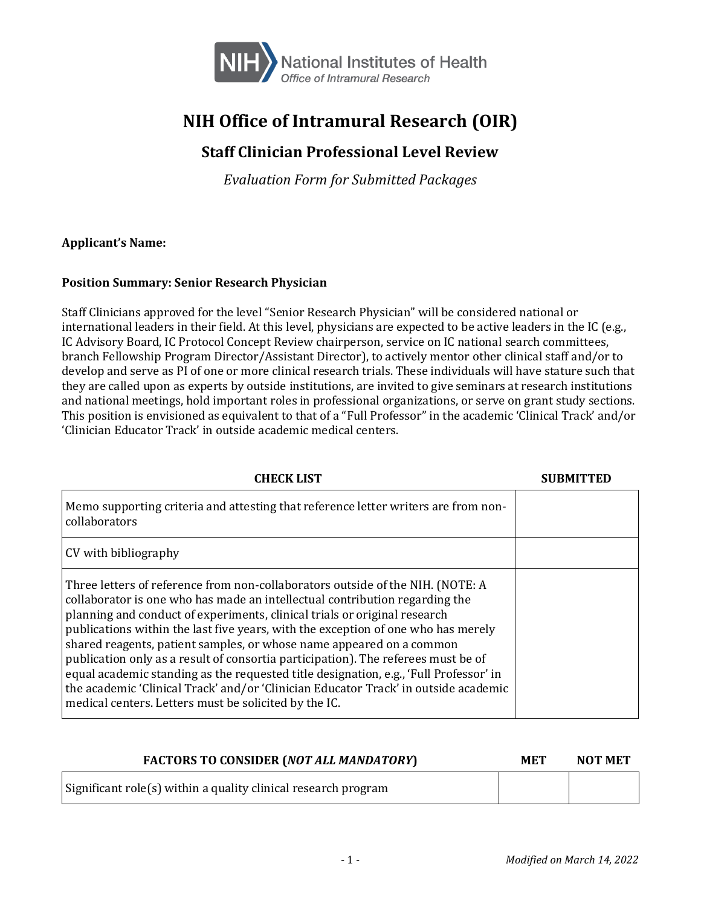# NIH Office of Intramural Research (OIR)

## Staff Clinician Professional Level Review

*Evaluation Form for Submitted Packages*

**Applicant's Name:**

**Position Summary: Senior Research Physician**

Staff Clinicians approved for the level "Senior Research Physician" will be considered national or international leaders in their field. At this level, physicians are expected to be active leaders in the IC (e.g., IC Advisory Board, IC Protocol Concept Review chairperson, service on IC national search committees, branch Fellowship Program Director/Assistant Director), to actively mentor other clinical staff and/or to develop and serve as PI of one or more clinical research trials. These individuals will have stature such that they are called upon as experts by outside institutions, are invited to give seminars at research institutions and national meetings, hold important roles in professional organizations, or serve on grant study sections. This position is envisioned as equivalent to that of a "Full Professor" in the academic 'Clinical Track' and/or 'Clinician Educator Track' in outside academic medical centers.

| CHECK LIST | SUBMITTED |
|---|---|
| Memo supporting criteria and attesting that reference letter writers are from non-collaborators | |
| CV with bibliography | |
| Three letters of reference from non-collaborators outside of the NIH. (NOTE: A collaborator is one who has made an intellectual contribution regarding the planning and conduct of experiments, clinical trials or original research publications within the last five years, with the exception of one who has merely shared reagents, patient samples, or whose name appeared on a common publication only as a result of consortia participation). The referees must be of equal academic standing as the requested title designation, e.g., 'Full Professor' in the academic 'Clinical Track' and/or 'Clinician Educator Track' in outside academic medical centers. Letters must be solicited by the IC. | |

| FACTORS TO CONSIDER (*NOT ALL MANDATORY*) | MET | NOT MET |
|---|---|---|
| Significant role(s) within a quality clinical research program | | |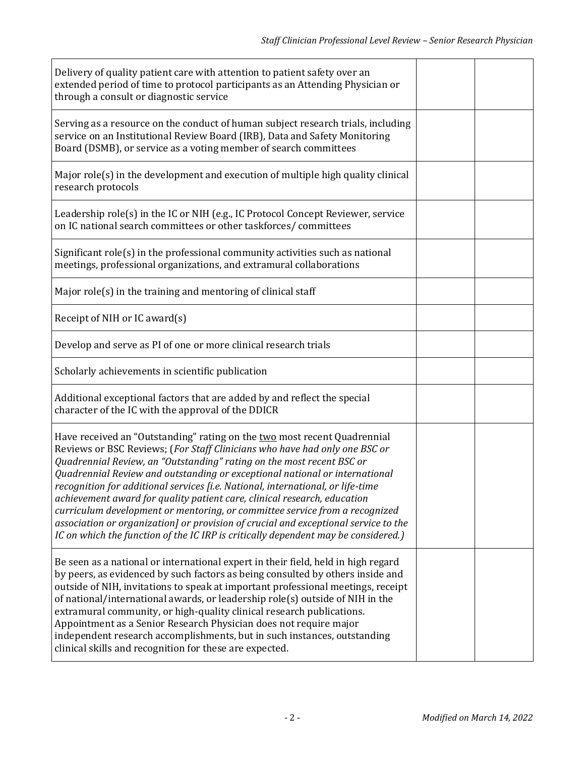| | | |
|---|---|---|
| Delivery of quality patient care with attention to patient safety over an extended period of time to protocol participants as an Attending Physician or through a consult or diagnostic service | | |
| Serving as a resource on the conduct of human subject research trials, including service on an Institutional Review Board (IRB), Data and Safety Monitoring Board (DSMB), or service as a voting member of search committees | | |
| Major role(s) in the development and execution of multiple high quality clinical research protocols | | |
| Leadership role(s) in the IC or NIH (e.g., IC Protocol Concept Reviewer, service on IC national search committees or other taskforces/ committees | | |
| Significant role(s) in the professional community activities such as national meetings, professional organizations, and extramural collaborations | | |
| Major role(s) in the training and mentoring of clinical staff | | |
| Receipt of NIH or IC award(s) | | |
| Develop and serve as PI of one or more clinical research trials | | |
| Scholarly achievements in scientific publication | | |
| Additional exceptional factors that are added by and reflect the special character of the IC with the approval of the DDICR | | |
| Have received an "Outstanding" rating on the <u>two</u> most recent Quadrennial Reviews or BSC Reviews; (*For Staff Clinicians who have had only one BSC or Quadrennial Review, an "Outstanding" rating on the most recent BSC or Quadrennial Review and outstanding or exceptional national or international recognition for additional services [i.e. National, international, or life-time achievement award for quality patient care, clinical research, education curriculum development or mentoring, or committee service from a recognized association or organization] or provision of crucial and exceptional service to the IC on which the function of the IC IRP is critically dependent may be considered.)* | | |
| Be seen as a national or international expert in their field, held in high regard by peers, as evidenced by such factors as being consulted by others inside and outside of NIH, invitations to speak at important professional meetings, receipt of national/international awards, or leadership role(s) outside of NIH in the extramural community, or high-quality clinical research publications. Appointment as a Senior Research Physician does not require major independent research accomplishments, but in such instances, outstanding clinical skills and recognition for these are expected. | | |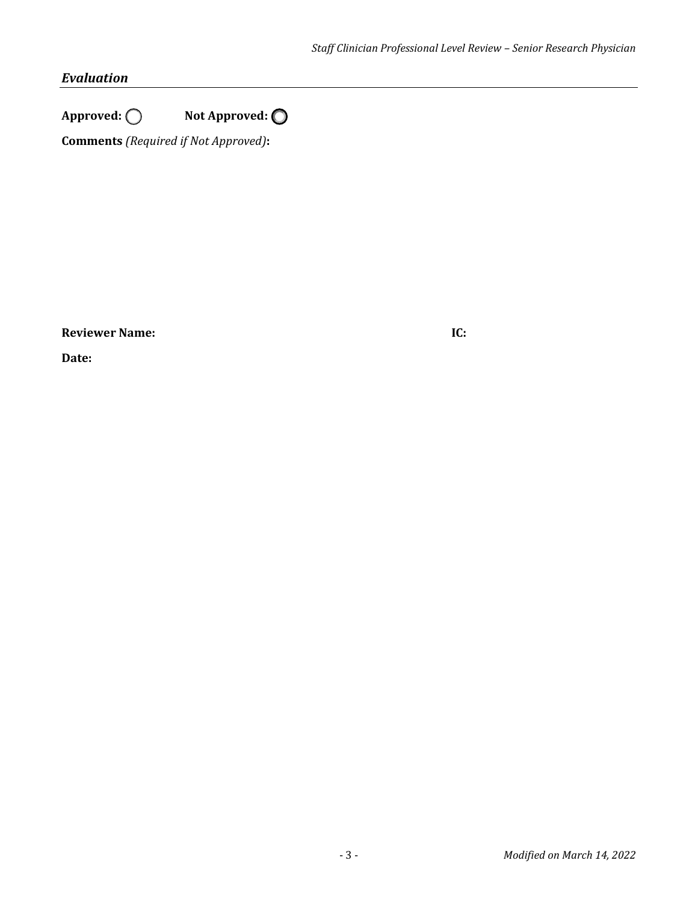## *Evaluation*

**Approved:** ◯ **Not Approved:** ◯

**Comments** *(Required if Not Approved)***:**

**Reviewer Name:** **IC:**

**Date:**